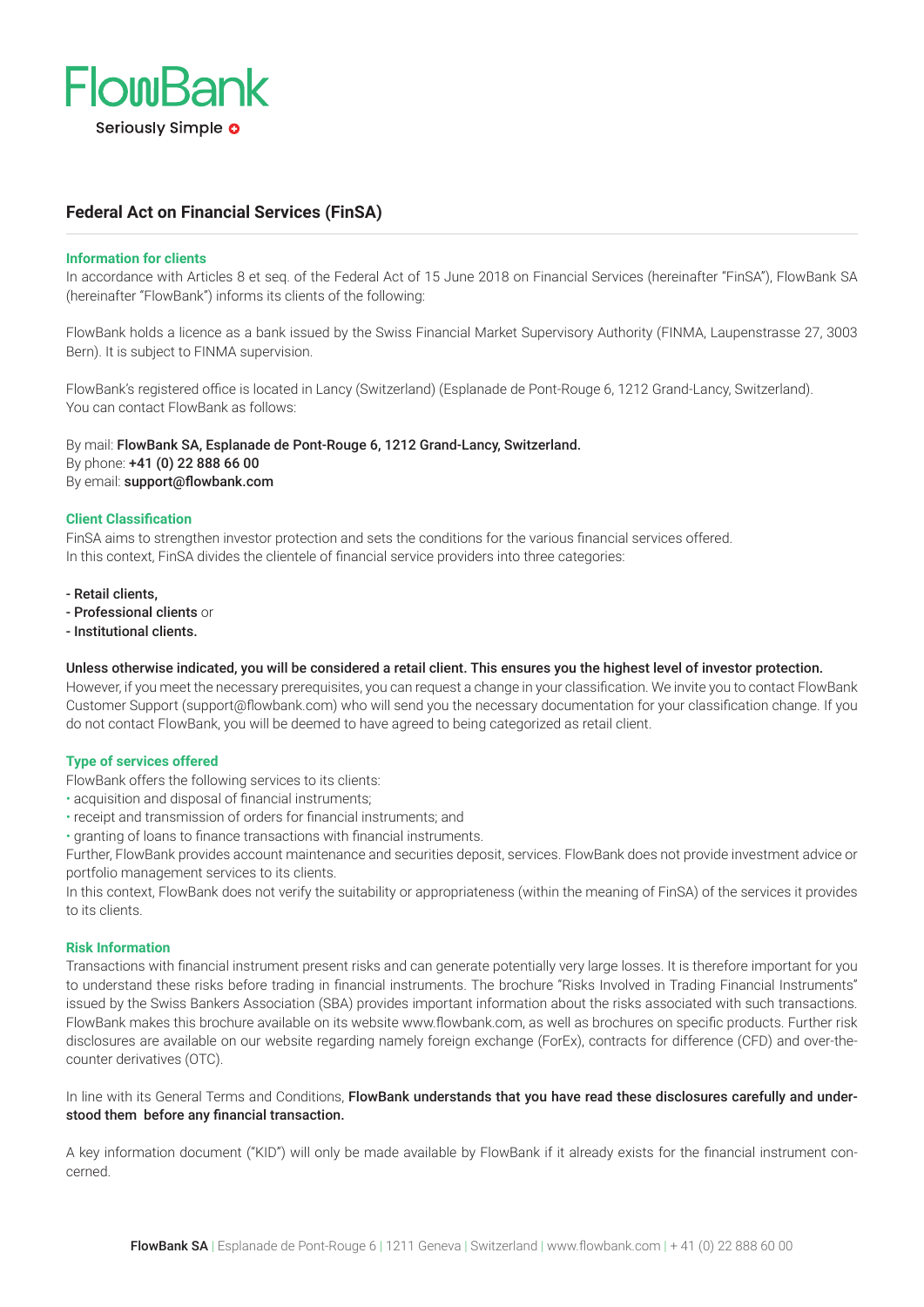# FlowBank

Seriously Simple

## Federal Act on Financial Services (FinSA)

### Information for clients

In accordance with Articles 8 et seq. of the Federal Act of 15 June 2018 on Financial Services (hereinafter "FinSA"), FlowBank SA (hereinafter "FlowBank") informs its clients of the following:

FlowBank holds a licence as a bank issued by the Swiss Financial Market Supervisory Authority (FINMA, Laupenstrasse 27, 3003 Bern). It is subject to FINMA supervision.

FlowBank's registered office is located in Lancy (Switzerland) (Esplanade de Pont-Rouge 6, 1212 Grand-Lancy, Switzerland).
You can contact FlowBank as follows:

By mail: **FlowBank SA, Esplanade de Pont-Rouge 6, 1212 Grand-Lancy, Switzerland.**
By phone: **+41 (0) 22 888 66 00**
By email: **support@flowbank.com**

### Client Classification

FinSA aims to strengthen investor protection and sets the conditions for the various financial services offered.
In this context, FinSA divides the clientele of financial service providers into three categories:

- **Retail clients,**
- **Professional clients** or
- **Institutional clients.**

**Unless otherwise indicated, you will be considered a retail client. This ensures you the highest level of investor protection.**
However, if you meet the necessary prerequisites, you can request a change in your classification. We invite you to contact FlowBank Customer Support (support@flowbank.com) who will send you the necessary documentation for your classification change. If you do not contact FlowBank, you will be deemed to have agreed to being categorized as retail client.

### Type of services offered

FlowBank offers the following services to its clients:

- acquisition and disposal of financial instruments;
- receipt and transmission of orders for financial instruments; and
- granting of loans to finance transactions with financial instruments.

Further, FlowBank provides account maintenance and securities deposit, services. FlowBank does not provide investment advice or portfolio management services to its clients.
In this context, FlowBank does not verify the suitability or appropriateness (within the meaning of FinSA) of the services it provides to its clients.

### Risk Information

Transactions with financial instrument present risks and can generate potentially very large losses. It is therefore important for you to understand these risks before trading in financial instruments. The brochure "Risks Involved in Trading Financial Instruments" issued by the Swiss Bankers Association (SBA) provides important information about the risks associated with such transactions. FlowBank makes this brochure available on its website www.flowbank.com, as well as brochures on specific products. Further risk disclosures are available on our website regarding namely foreign exchange (ForEx), contracts for difference (CFD) and over-the-counter derivatives (OTC).

In line with its General Terms and Conditions, **FlowBank understands that you have read these disclosures carefully and understood them before any financial transaction.**

A key information document ("KID") will only be made available by FlowBank if it already exists for the financial instrument concerned.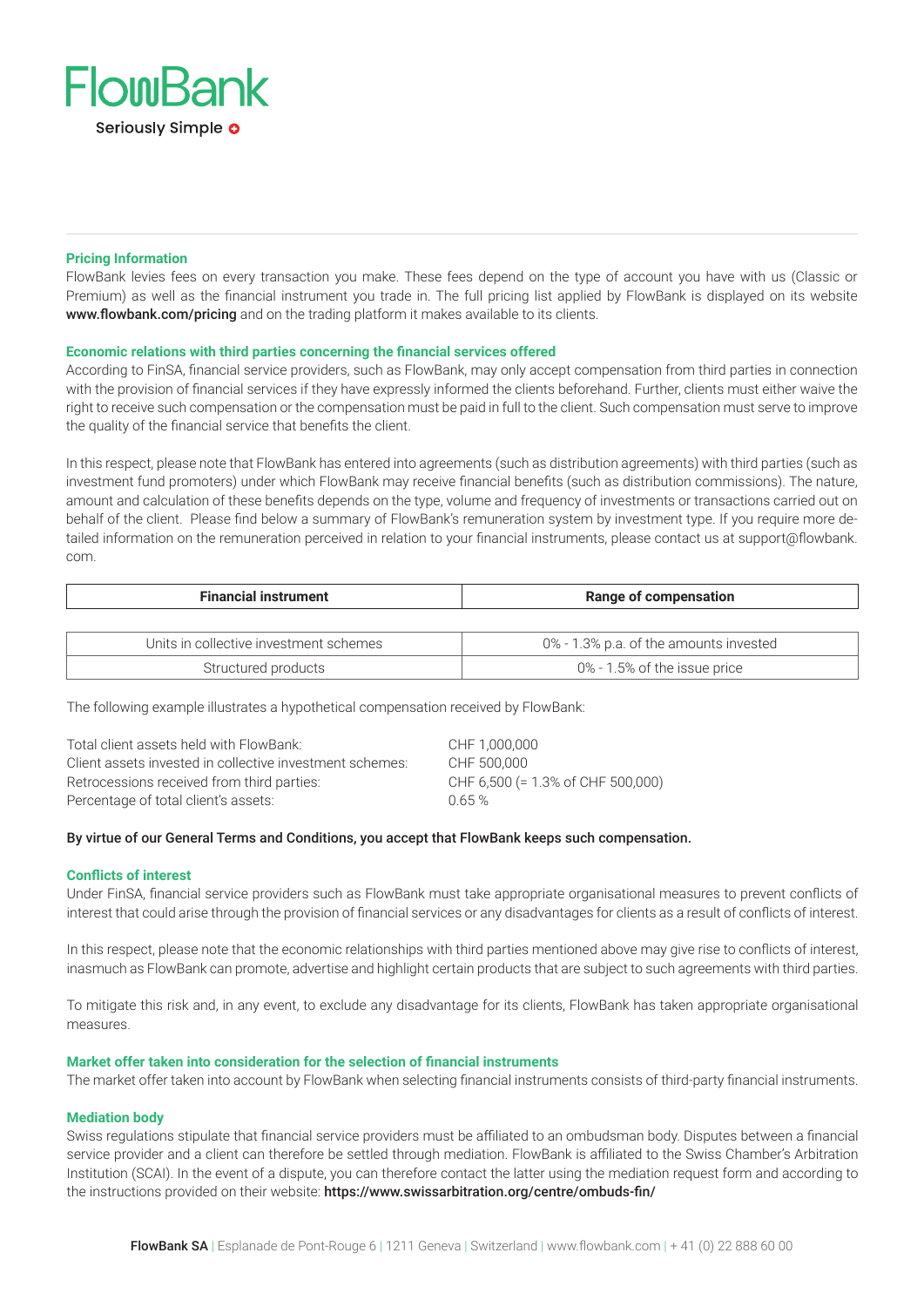FlowBank

Seriously Simple

## Pricing Information

FlowBank levies fees on every transaction you make. These fees depend on the type of account you have with us (Classic or Premium) as well as the financial instrument you trade in. The full pricing list applied by FlowBank is displayed on its website **www.flowbank.com/pricing** and on the trading platform it makes available to its clients.

## Economic relations with third parties concerning the financial services offered

According to FinSA, financial service providers, such as FlowBank, may only accept compensation from third parties in connection with the provision of financial services if they have expressly informed the clients beforehand. Further, clients must either waive the right to receive such compensation or the compensation must be paid in full to the client. Such compensation must serve to improve the quality of the financial service that benefits the client.

In this respect, please note that FlowBank has entered into agreements (such as distribution agreements) with third parties (such as investment fund promoters) under which FlowBank may receive financial benefits (such as distribution commissions). The nature, amount and calculation of these benefits depends on the type, volume and frequency of investments or transactions carried out on behalf of the client. Please find below a summary of FlowBank's remuneration system by investment type. If you require more detailed information on the remuneration perceived in relation to your financial instruments, please contact us at support@flowbank.com.

| Financial instrument | Range of compensation |
|---|---|
| Units in collective investment schemes | 0% - 1.3% p.a. of the amounts invested |
| Structured products | 0% - 1.5% of the issue price |

The following example illustrates a hypothetical compensation received by FlowBank:

| | |
|---|---|
| Total client assets held with FlowBank: | CHF 1,000,000 |
| Client assets invested in collective investment schemes: | CHF 500,000 |
| Retrocessions received from third parties: | CHF 6,500 (= 1.3% of CHF 500,000) |
| Percentage of total client's assets: | 0.65 % |

**By virtue of our General Terms and Conditions, you accept that FlowBank keeps such compensation.**

## Conflicts of interest

Under FinSA, financial service providers such as FlowBank must take appropriate organisational measures to prevent conflicts of interest that could arise through the provision of financial services or any disadvantages for clients as a result of conflicts of interest.

In this respect, please note that the economic relationships with third parties mentioned above may give rise to conflicts of interest, inasmuch as FlowBank can promote, advertise and highlight certain products that are subject to such agreements with third parties.

To mitigate this risk and, in any event, to exclude any disadvantage for its clients, FlowBank has taken appropriate organisational measures.

## Market offer taken into consideration for the selection of financial instruments

The market offer taken into account by FlowBank when selecting financial instruments consists of third-party financial instruments.

## Mediation body

Swiss regulations stipulate that financial service providers must be affiliated to an ombudsman body. Disputes between a financial service provider and a client can therefore be settled through mediation. FlowBank is affiliated to the Swiss Chamber's Arbitration Institution (SCAI). In the event of a dispute, you can therefore contact the latter using the mediation request form and according to the instructions provided on their website: **https://www.swissarbitration.org/centre/ombuds-fin/**

**FlowBank SA** | Esplanade de Pont-Rouge 6 | 1211 Geneva | Switzerland | www.flowbank.com | + 41 (0) 22 888 60 00